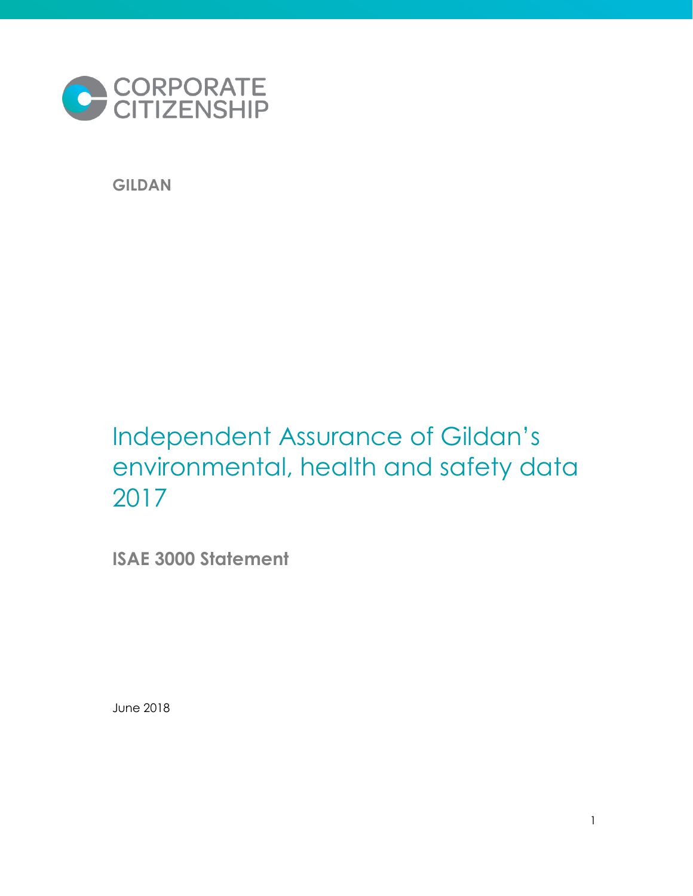CORPORATE CITIZENSHIP

**GILDAN**

# Independent Assurance of Gildan's environmental, health and safety data 2017

**ISAE 3000 Statement**

June 2018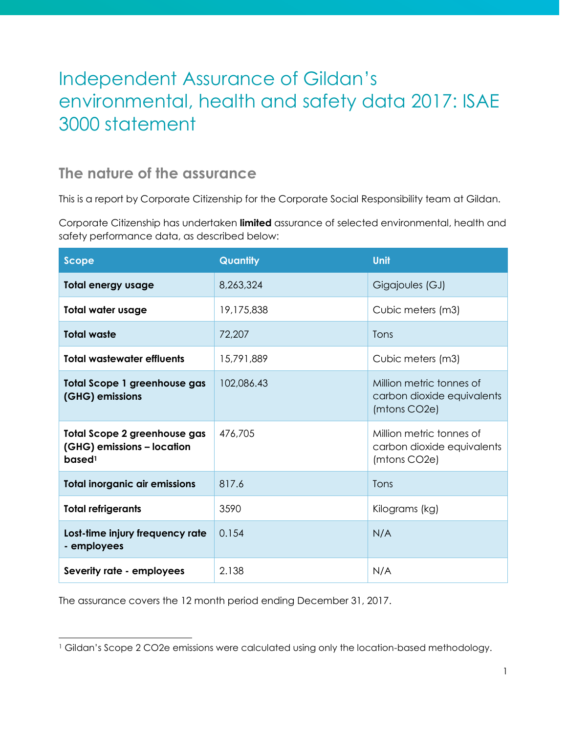# Independent Assurance of Gildan's environmental, health and safety data 2017: ISAE 3000 statement

## The nature of the assurance

This is a report by Corporate Citizenship for the Corporate Social Responsibility team at Gildan.

Corporate Citizenship has undertaken **limited** assurance of selected environmental, health and safety performance data, as described below:

| Scope | Quantity | Unit |
|---|---|---|
| **Total energy usage** | 8,263,324 | Gigajoules (GJ) |
| **Total water usage** | 19,175,838 | Cubic meters (m3) |
| **Total waste** | 72,207 | Tons |
| **Total wastewater effluents** | 15,791,889 | Cubic meters (m3) |
| **Total Scope 1 greenhouse gas (GHG) emissions** | 102,086.43 | Million metric tonnes of carbon dioxide equivalents (mtons CO2e) |
| **Total Scope 2 greenhouse gas (GHG) emissions – location based**[1] | 476,705 | Million metric tonnes of carbon dioxide equivalents (mtons CO2e) |
| **Total inorganic air emissions** | 817.6 | Tons |
| **Total refrigerants** | 3590 | Kilograms (kg) |
| **Lost-time injury frequency rate - employees** | 0.154 | N/A |
| **Severity rate - employees** | 2.138 | N/A |

The assurance covers the 12 month period ending December 31, 2017.

[1] Gildan's Scope 2 CO2e emissions were calculated using only the location-based methodology.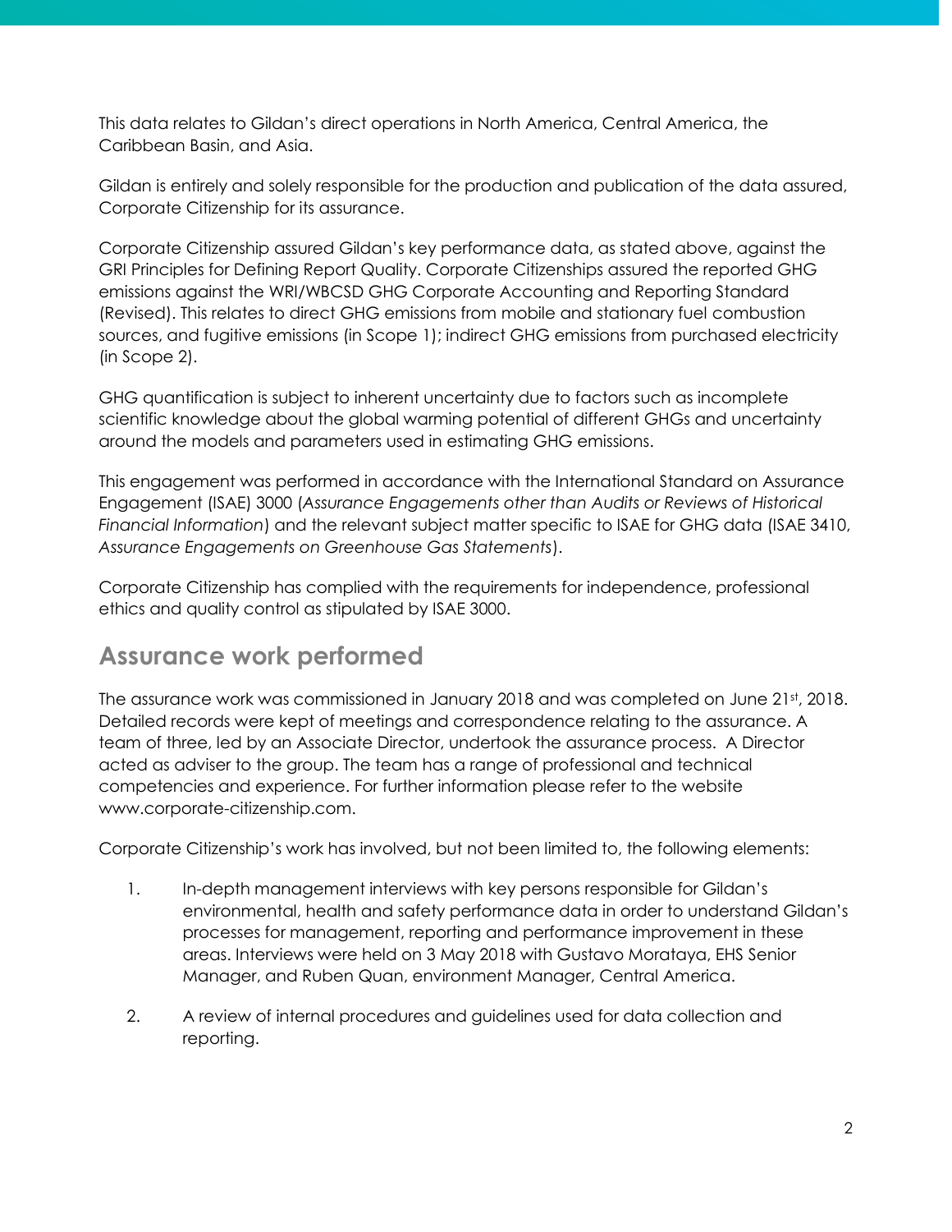This data relates to Gildan's direct operations in North America, Central America, the Caribbean Basin, and Asia.

Gildan is entirely and solely responsible for the production and publication of the data assured, Corporate Citizenship for its assurance.

Corporate Citizenship assured Gildan's key performance data, as stated above, against the GRI Principles for Defining Report Quality. Corporate Citizenships assured the reported GHG emissions against the WRI/WBCSD GHG Corporate Accounting and Reporting Standard (Revised). This relates to direct GHG emissions from mobile and stationary fuel combustion sources, and fugitive emissions (in Scope 1); indirect GHG emissions from purchased electricity (in Scope 2).

GHG quantification is subject to inherent uncertainty due to factors such as incomplete scientific knowledge about the global warming potential of different GHGs and uncertainty around the models and parameters used in estimating GHG emissions.

This engagement was performed in accordance with the International Standard on Assurance Engagement (ISAE) 3000 (*Assurance Engagements other than Audits or Reviews of Historical Financial Information*) and the relevant subject matter specific to ISAE for GHG data (ISAE 3410, *Assurance Engagements on Greenhouse Gas Statements*).

Corporate Citizenship has complied with the requirements for independence, professional ethics and quality control as stipulated by ISAE 3000.

## Assurance work performed

The assurance work was commissioned in January 2018 and was completed on June 21st, 2018. Detailed records were kept of meetings and correspondence relating to the assurance. A team of three, led by an Associate Director, undertook the assurance process. A Director acted as adviser to the group. The team has a range of professional and technical competencies and experience. For further information please refer to the website www.corporate-citizenship.com.

Corporate Citizenship's work has involved, but not been limited to, the following elements:

1. In-depth management interviews with key persons responsible for Gildan's environmental, health and safety performance data in order to understand Gildan's processes for management, reporting and performance improvement in these areas. Interviews were held on 3 May 2018 with Gustavo Morataya, EHS Senior Manager, and Ruben Quan, environment Manager, Central America.
2. A review of internal procedures and guidelines used for data collection and reporting.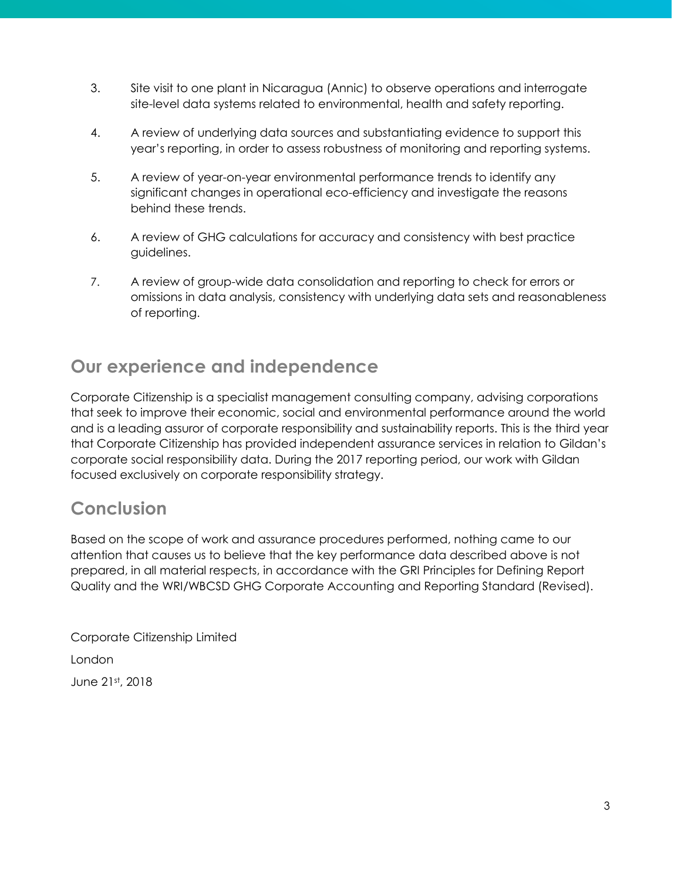3. Site visit to one plant in Nicaragua (Annic) to observe operations and interrogate site-level data systems related to environmental, health and safety reporting.

4. A review of underlying data sources and substantiating evidence to support this year's reporting, in order to assess robustness of monitoring and reporting systems.

5. A review of year-on-year environmental performance trends to identify any significant changes in operational eco-efficiency and investigate the reasons behind these trends.

6. A review of GHG calculations for accuracy and consistency with best practice guidelines.

7. A review of group-wide data consolidation and reporting to check for errors or omissions in data analysis, consistency with underlying data sets and reasonableness of reporting.

## Our experience and independence

Corporate Citizenship is a specialist management consulting company, advising corporations that seek to improve their economic, social and environmental performance around the world and is a leading assuror of corporate responsibility and sustainability reports. This is the third year that Corporate Citizenship has provided independent assurance services in relation to Gildan's corporate social responsibility data. During the 2017 reporting period, our work with Gildan focused exclusively on corporate responsibility strategy.

## Conclusion

Based on the scope of work and assurance procedures performed, nothing came to our attention that causes us to believe that the key performance data described above is not prepared, in all material respects, in accordance with the GRI Principles for Defining Report Quality and the WRI/WBCSD GHG Corporate Accounting and Reporting Standard (Revised).

Corporate Citizenship Limited

London

June 21st, 2018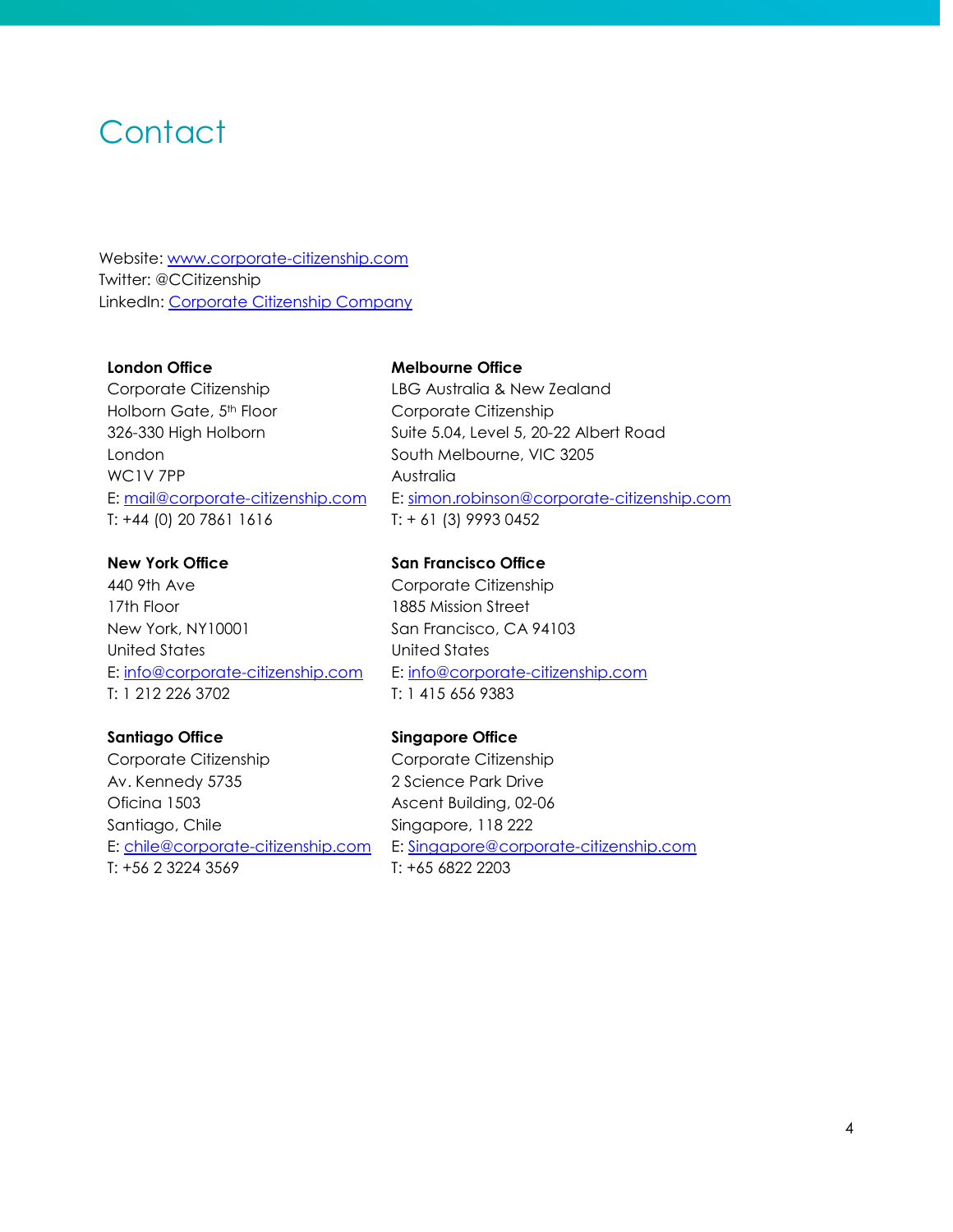# Contact

Website: www.corporate-citizenship.com
Twitter: @CCitizenship
LinkedIn: Corporate Citizenship Company

**London Office**
Corporate Citizenship
Holborn Gate, 5th Floor
326-330 High Holborn
London
WC1V 7PP
E: mail@corporate-citizenship.com
T: +44 (0) 20 7861 1616

**Melbourne Office**
LBG Australia & New Zealand
Corporate Citizenship
Suite 5.04, Level 5, 20-22 Albert Road
South Melbourne, VIC 3205
Australia
E: simon.robinson@corporate-citizenship.com
T: + 61 (3) 9993 0452

**New York Office**
440 9th Ave
17th Floor
New York, NY10001
United States
E: info@corporate-citizenship.com
T: 1 212 226 3702

**San Francisco Office**
Corporate Citizenship
1885 Mission Street
San Francisco, CA 94103
United States
E: info@corporate-citizenship.com
T: 1 415 656 9383

**Santiago Office**
Corporate Citizenship
Av. Kennedy 5735
Oficina 1503
Santiago, Chile
E: chile@corporate-citizenship.com
T: +56 2 3224 3569

**Singapore Office**
Corporate Citizenship
2 Science Park Drive
Ascent Building, 02-06
Singapore, 118 222
E: Singapore@corporate-citizenship.com
T: +65 6822 2203